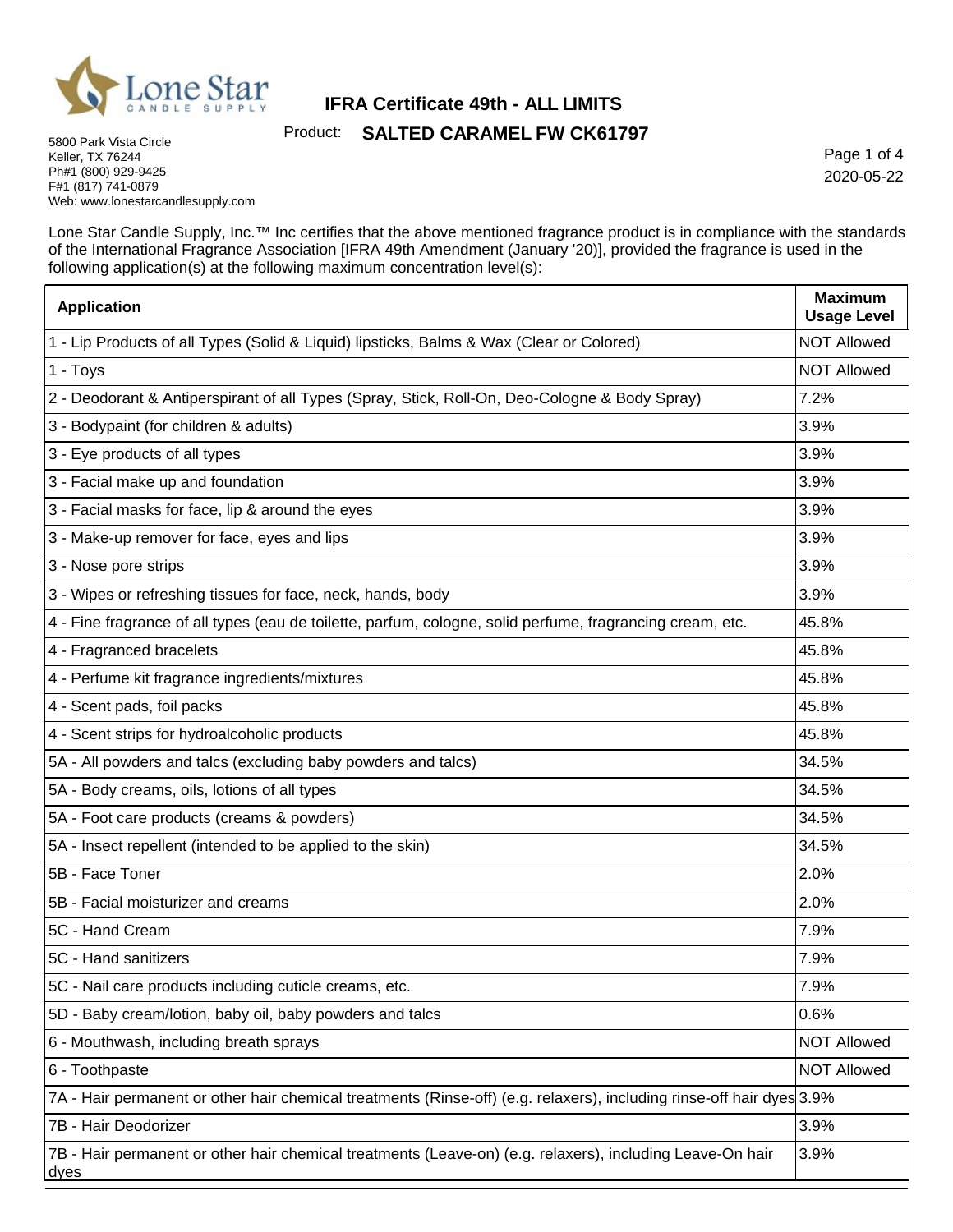# IFRA Certificate 49th - ALL LIMITS

Product: **SALTED CARAMEL FW CK61797**

5800 Park Vista Circle
Keller, TX 76244
Ph#1 (800) 929-9425
F#1 (817) 741-0879
Web: www.lonestarcandlesupply.com

2020-05-22

Lone Star Candle Supply, Inc.™ Inc certifies that the above mentioned fragrance product is in compliance with the standards of the International Fragrance Association [IFRA 49th Amendment (January '20)], provided the fragrance is used in the following application(s) at the following maximum concentration level(s):

| Application | Maximum Usage Level |
|---|---|
| 1 - Lip Products of all Types (Solid & Liquid) lipsticks, Balms & Wax (Clear or Colored) | NOT Allowed |
| 1 - Toys | NOT Allowed |
| 2 - Deodorant & Antiperspirant of all Types (Spray, Stick, Roll-On, Deo-Cologne & Body Spray) | 7.2% |
| 3 - Bodypaint (for children & adults) | 3.9% |
| 3 - Eye products of all types | 3.9% |
| 3 - Facial make up and foundation | 3.9% |
| 3 - Facial masks for face, lip & around the eyes | 3.9% |
| 3 - Make-up remover for face, eyes and lips | 3.9% |
| 3 - Nose pore strips | 3.9% |
| 3 - Wipes or refreshing tissues for face, neck, hands, body | 3.9% |
| 4 - Fine fragrance of all types (eau de toilette, parfum, cologne, solid perfume, fragrancing cream, etc. | 45.8% |
| 4 - Fragranced bracelets | 45.8% |
| 4 - Perfume kit fragrance ingredients/mixtures | 45.8% |
| 4 - Scent pads, foil packs | 45.8% |
| 4 - Scent strips for hydroalcoholic products | 45.8% |
| 5A - All powders and talcs (excluding baby powders and talcs) | 34.5% |
| 5A - Body creams, oils, lotions of all types | 34.5% |
| 5A - Foot care products (creams & powders) | 34.5% |
| 5A - Insect repellent (intended to be applied to the skin) | 34.5% |
| 5B - Face Toner | 2.0% |
| 5B - Facial moisturizer and creams | 2.0% |
| 5C - Hand Cream | 7.9% |
| 5C - Hand sanitizers | 7.9% |
| 5C - Nail care products including cuticle creams, etc. | 7.9% |
| 5D - Baby cream/lotion, baby oil, baby powders and talcs | 0.6% |
| 6 - Mouthwash, including breath sprays | NOT Allowed |
| 6 - Toothpaste | NOT Allowed |
| 7A - Hair permanent or other hair chemical treatments (Rinse-off) (e.g. relaxers), including rinse-off hair dyes | 3.9% |
| 7B - Hair Deodorizer | 3.9% |
| 7B - Hair permanent or other hair chemical treatments (Leave-on) (e.g. relaxers), including Leave-On hair dyes | 3.9% |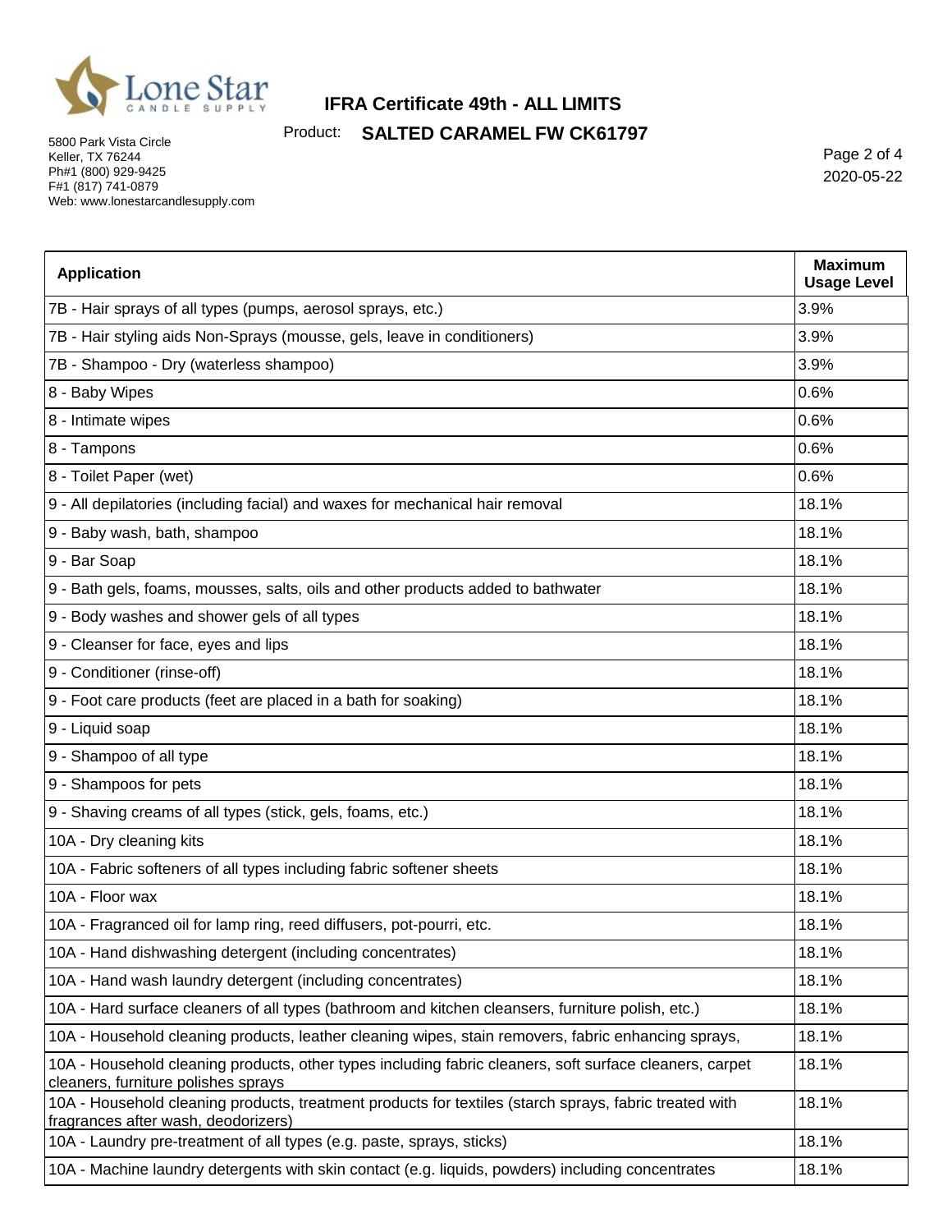# IFRA Certificate 49th - ALL LIMITS

Product: **SALTED CARAMEL FW CK61797**

5800 Park Vista Circle
Keller, TX 76244
Ph#1 (800) 929-9425
F#1 (817) 741-0879
Web: www.lonestarcandlesupply.com

2020-05-22

| Application | Maximum Usage Level |
|---|---|
| 7B - Hair sprays of all types (pumps, aerosol sprays, etc.) | 3.9% |
| 7B - Hair styling aids Non-Sprays (mousse, gels, leave in conditioners) | 3.9% |
| 7B - Shampoo - Dry (waterless shampoo) | 3.9% |
| 8 - Baby Wipes | 0.6% |
| 8 - Intimate wipes | 0.6% |
| 8 - Tampons | 0.6% |
| 8 - Toilet Paper (wet) | 0.6% |
| 9 - All depilatories (including facial) and waxes for mechanical hair removal | 18.1% |
| 9 - Baby wash, bath, shampoo | 18.1% |
| 9 - Bar Soap | 18.1% |
| 9 - Bath gels, foams, mousses, salts, oils and other products added to bathwater | 18.1% |
| 9 - Body washes and shower gels of all types | 18.1% |
| 9 - Cleanser for face, eyes and lips | 18.1% |
| 9 - Conditioner (rinse-off) | 18.1% |
| 9 - Foot care products (feet are placed in a bath for soaking) | 18.1% |
| 9 - Liquid soap | 18.1% |
| 9 - Shampoo of all type | 18.1% |
| 9 - Shampoos for pets | 18.1% |
| 9 - Shaving creams of all types (stick, gels, foams, etc.) | 18.1% |
| 10A - Dry cleaning kits | 18.1% |
| 10A - Fabric softeners of all types including fabric softener sheets | 18.1% |
| 10A - Floor wax | 18.1% |
| 10A - Fragranced oil for lamp ring, reed diffusers, pot-pourri, etc. | 18.1% |
| 10A - Hand dishwashing detergent (including concentrates) | 18.1% |
| 10A - Hand wash laundry detergent (including concentrates) | 18.1% |
| 10A - Hard surface cleaners of all types (bathroom and kitchen cleansers, furniture polish, etc.) | 18.1% |
| 10A - Household cleaning products, leather cleaning wipes, stain removers, fabric enhancing sprays, | 18.1% |
| 10A - Household cleaning products, other types including fabric cleaners, soft surface cleaners, carpet cleaners, furniture polishes sprays | 18.1% |
| 10A - Household cleaning products, treatment products for textiles (starch sprays, fabric treated with fragrances after wash, deodorizers) | 18.1% |
| 10A - Laundry pre-treatment of all types (e.g. paste, sprays, sticks) | 18.1% |
| 10A - Machine laundry detergents with skin contact (e.g. liquids, powders) including concentrates | 18.1% |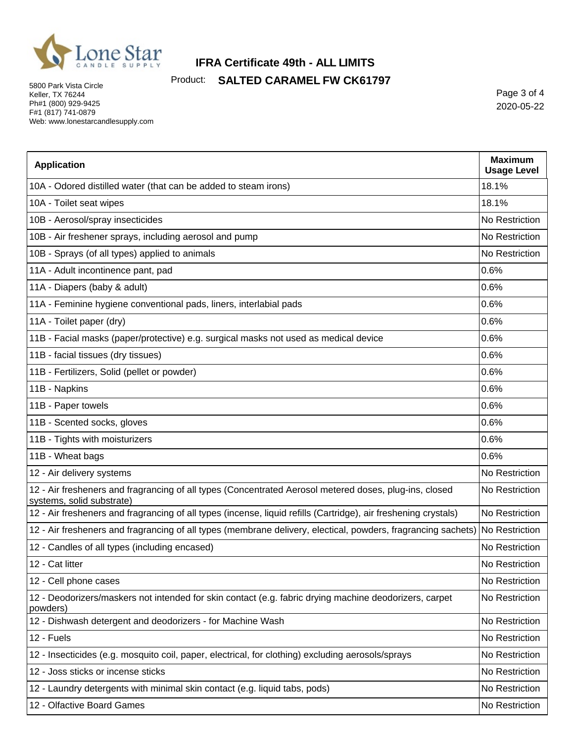**IFRA Certificate 49th - ALL LIMITS**

Product: **SALTED CARAMEL FW CK61797**

5800 Park Vista Circle
Keller, TX 76244
Ph#1 (800) 929-9425
F#1 (817) 741-0879
Web: www.lonestarcandlesupply.com

2020-05-22

| Application | Maximum Usage Level |
|---|---|
| 10A - Odored distilled water (that can be added to steam irons) | 18.1% |
| 10A - Toilet seat wipes | 18.1% |
| 10B - Aerosol/spray insecticides | No Restriction |
| 10B - Air freshener sprays, including aerosol and pump | No Restriction |
| 10B - Sprays (of all types) applied to animals | No Restriction |
| 11A - Adult incontinence pant, pad | 0.6% |
| 11A - Diapers (baby & adult) | 0.6% |
| 11A - Feminine hygiene conventional pads, liners, interlabial pads | 0.6% |
| 11A - Toilet paper (dry) | 0.6% |
| 11B - Facial masks (paper/protective) e.g. surgical masks not used as medical device | 0.6% |
| 11B - facial tissues (dry tissues) | 0.6% |
| 11B - Fertilizers, Solid (pellet or powder) | 0.6% |
| 11B - Napkins | 0.6% |
| 11B - Paper towels | 0.6% |
| 11B - Scented socks, gloves | 0.6% |
| 11B - Tights with moisturizers | 0.6% |
| 11B - Wheat bags | 0.6% |
| 12 - Air delivery systems | No Restriction |
| 12 - Air fresheners and fragrancing of all types (Concentrated Aerosol metered doses, plug-ins, closed systems, solid substrate) | No Restriction |
| 12 - Air fresheners and fragrancing of all types (incense, liquid refills (Cartridge), air freshening crystals) | No Restriction |
| 12 - Air fresheners and fragrancing of all types (membrane delivery, electical, powders, fragrancing sachets) | No Restriction |
| 12 - Candles of all types (including encased) | No Restriction |
| 12 - Cat litter | No Restriction |
| 12 - Cell phone cases | No Restriction |
| 12 - Deodorizers/maskers not intended for skin contact (e.g. fabric drying machine deodorizers, carpet powders) | No Restriction |
| 12 - Dishwash detergent and deodorizers - for Machine Wash | No Restriction |
| 12 - Fuels | No Restriction |
| 12 - Insecticides (e.g. mosquito coil, paper, electrical, for clothing) excluding aerosols/sprays | No Restriction |
| 12 - Joss sticks or incense sticks | No Restriction |
| 12 - Laundry detergents with minimal skin contact (e.g. liquid tabs, pods) | No Restriction |
| 12 - Olfactive Board Games | No Restriction |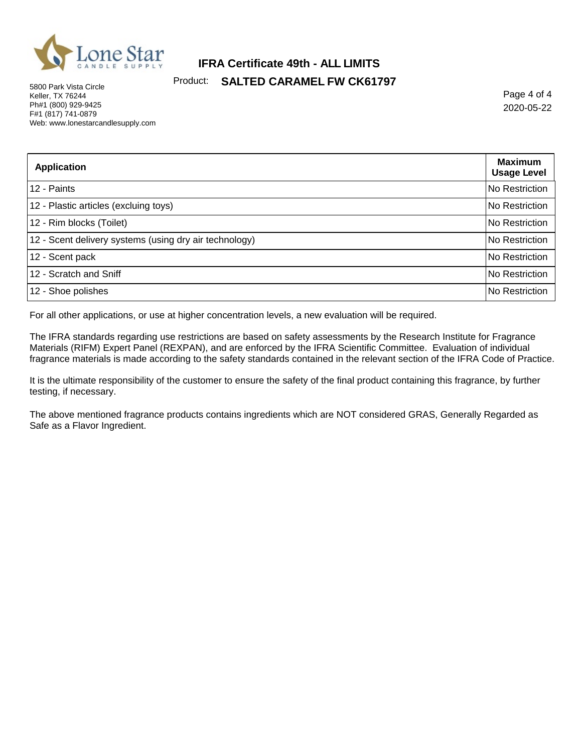| Application | Maximum Usage Level |
|---|---|
| 12 - Paints | No Restriction |
| 12 - Plastic articles (excluing toys) | No Restriction |
| 12 - Rim blocks (Toilet) | No Restriction |
| 12 - Scent delivery systems (using dry air technology) | No Restriction |
| 12 - Scent pack | No Restriction |
| 12 - Scratch and Sniff | No Restriction |
| 12 - Shoe polishes | No Restriction |

For all other applications, or use at higher concentration levels, a new evaluation will be required.

The IFRA standards regarding use restrictions are based on safety assessments by the Research Institute for Fragrance Materials (RIFM) Expert Panel (REXPAN), and are enforced by the IFRA Scientific Committee. Evaluation of individual fragrance materials is made according to the safety standards contained in the relevant section of the IFRA Code of Practice.

It is the ultimate responsibility of the customer to ensure the safety of the final product containing this fragrance, by further testing, if necessary.

The above mentioned fragrance products contains ingredients which are NOT considered GRAS, Generally Regarded as Safe as a Flavor Ingredient.